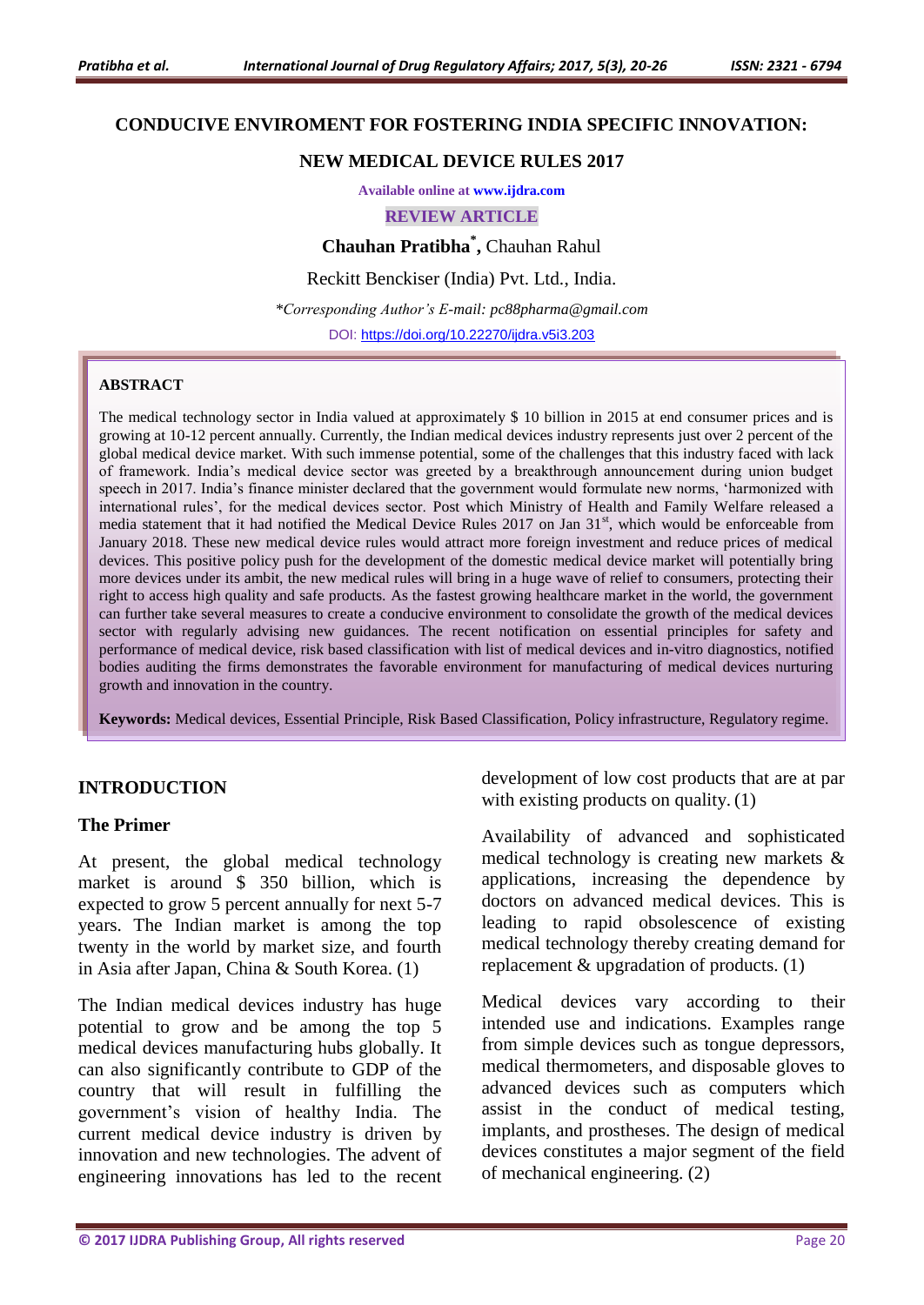# CONDUCIVE ENVIROMENT FOR FOSTERING INDIA SPECIFIC INNOVATION:

## NEW MEDICAL DEVICE RULES 2017

Available online at www.ijdra.com

REVIEW ARTICLE

**Chauhan Pratibha*,** Chauhan Rahul

Reckitt Benckiser (India) Pvt. Ltd., India.

*\*Corresponding Author's E-mail: pc88pharma@gmail.com*

DOI: https://doi.org/10.22270/ijdra.v5i3.203

### ABSTRACT

The medical technology sector in India valued at approximately $ 10 billion in 2015 at end consumer prices and is growing at 10-12 percent annually. Currently, the Indian medical devices industry represents just over 2 percent of the global medical device market. With such immense potential, some of the challenges that this industry faced with lack of framework. India's medical device sector was greeted by a breakthrough announcement during union budget speech in 2017. India's finance minister declared that the government would formulate new norms, 'harmonized with international rules', for the medical devices sector. Post which Ministry of Health and Family Welfare released a media statement that it had notified the Medical Device Rules 2017 on Jan 31st, which would be enforceable from January 2018. These new medical device rules would attract more foreign investment and reduce prices of medical devices. This positive policy push for the development of the domestic medical device market will potentially bring more devices under its ambit, the new medical rules will bring in a huge wave of relief to consumers, protecting their right to access high quality and safe products. As the fastest growing healthcare market in the world, the government can further take several measures to create a conducive environment to consolidate the growth of the medical devices sector with regularly advising new guidances. The recent notification on essential principles for safety and performance of medical device, risk based classification with list of medical devices and in-vitro diagnostics, notified bodies auditing the firms demonstrates the favorable environment for manufacturing of medical devices nurturing growth and innovation in the country.

**Keywords:** Medical devices, Essential Principle, Risk Based Classification, Policy infrastructure, Regulatory regime.

## INTRODUCTION

### The Primer

At present, the global medical technology market is around $ 350 billion, which is expected to grow 5 percent annually for next 5-7 years. The Indian market is among the top twenty in the world by market size, and fourth in Asia after Japan, China & South Korea. (1)

The Indian medical devices industry has huge potential to grow and be among the top 5 medical devices manufacturing hubs globally. It can also significantly contribute to GDP of the country that will result in fulfilling the government's vision of healthy India. The current medical device industry is driven by innovation and new technologies. The advent of engineering innovations has led to the recent development of low cost products that are at par with existing products on quality. (1)

Availability of advanced and sophisticated medical technology is creating new markets & applications, increasing the dependence by doctors on advanced medical devices. This is leading to rapid obsolescence of existing medical technology thereby creating demand for replacement & upgradation of products. (1)

Medical devices vary according to their intended use and indications. Examples range from simple devices such as tongue depressors, medical thermometers, and disposable gloves to advanced devices such as computers which assist in the conduct of medical testing, implants, and prostheses. The design of medical devices constitutes a major segment of the field of mechanical engineering. (2)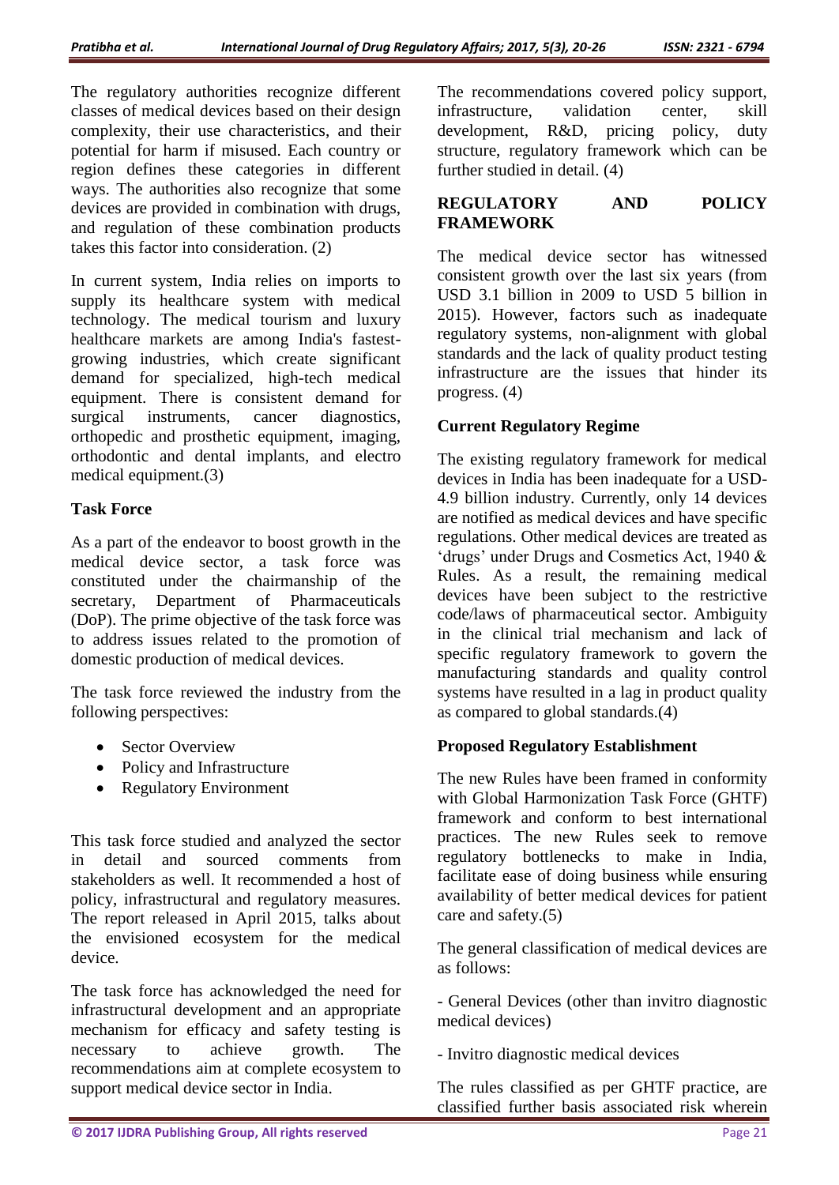The regulatory authorities recognize different classes of medical devices based on their design complexity, their use characteristics, and their potential for harm if misused. Each country or region defines these categories in different ways. The authorities also recognize that some devices are provided in combination with drugs, and regulation of these combination products takes this factor into consideration. (2)

In current system, India relies on imports to supply its healthcare system with medical technology. The medical tourism and luxury healthcare markets are among India's fastest-growing industries, which create significant demand for specialized, high-tech medical equipment. There is consistent demand for surgical instruments, cancer diagnostics, orthopedic and prosthetic equipment, imaging, orthodontic and dental implants, and electro medical equipment.(3)

### Task Force

As a part of the endeavor to boost growth in the medical device sector, a task force was constituted under the chairmanship of the secretary, Department of Pharmaceuticals (DoP). The prime objective of the task force was to address issues related to the promotion of domestic production of medical devices.

The task force reviewed the industry from the following perspectives:

- Sector Overview
- Policy and Infrastructure
- Regulatory Environment

This task force studied and analyzed the sector in detail and sourced comments from stakeholders as well. It recommended a host of policy, infrastructural and regulatory measures. The report released in April 2015, talks about the envisioned ecosystem for the medical device.

The task force has acknowledged the need for infrastructural development and an appropriate mechanism for efficacy and safety testing is necessary to achieve growth. The recommendations aim at complete ecosystem to support medical device sector in India. The recommendations covered policy support, infrastructure, validation center, skill development, R&D, pricing policy, duty structure, regulatory framework which can be further studied in detail. (4)

## REGULATORY AND POLICY FRAMEWORK

The medical device sector has witnessed consistent growth over the last six years (from USD 3.1 billion in 2009 to USD 5 billion in 2015). However, factors such as inadequate regulatory systems, non-alignment with global standards and the lack of quality product testing infrastructure are the issues that hinder its progress. (4)

### Current Regulatory Regime

The existing regulatory framework for medical devices in India has been inadequate for a USD-4.9 billion industry. Currently, only 14 devices are notified as medical devices and have specific regulations. Other medical devices are treated as 'drugs' under Drugs and Cosmetics Act, 1940 & Rules. As a result, the remaining medical devices have been subject to the restrictive code/laws of pharmaceutical sector. Ambiguity in the clinical trial mechanism and lack of specific regulatory framework to govern the manufacturing standards and quality control systems have resulted in a lag in product quality as compared to global standards.(4)

### Proposed Regulatory Establishment

The new Rules have been framed in conformity with Global Harmonization Task Force (GHTF) framework and conform to best international practices. The new Rules seek to remove regulatory bottlenecks to make in India, facilitate ease of doing business while ensuring availability of better medical devices for patient care and safety.(5)

The general classification of medical devices are as follows:

- General Devices (other than invitro diagnostic medical devices)

- Invitro diagnostic medical devices

The rules classified as per GHTF practice, are classified further basis associated risk wherein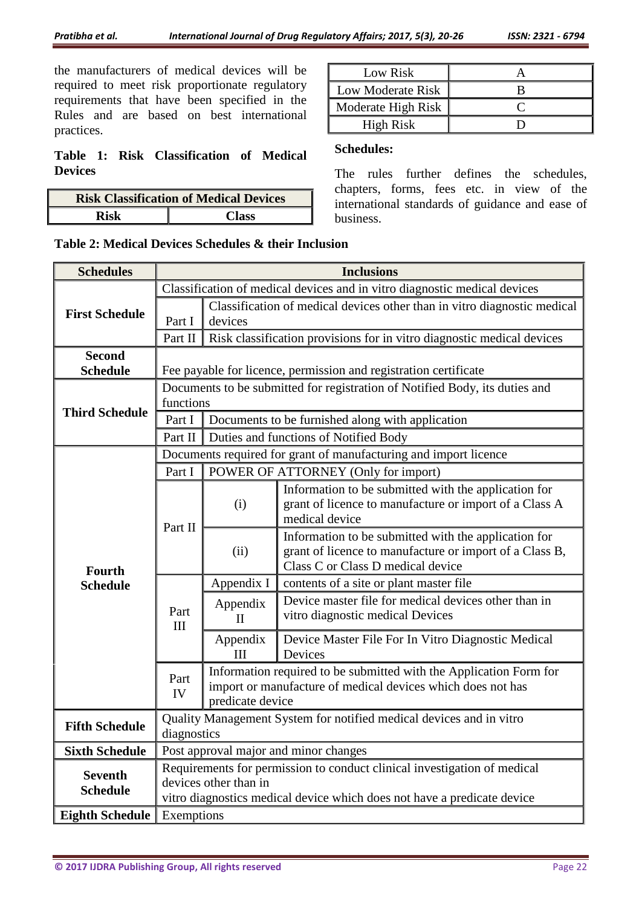the manufacturers of medical devices will be required to meet risk proportionate regulatory requirements that have been specified in the Rules and are based on best international practices.

**Table 1: Risk Classification of Medical Devices**

| Risk Classification of Medical Devices | |
|---|---|
| **Risk** | **Class** |
| Low Risk | A |
| Low Moderate Risk | B |
| Moderate High Risk | C |
| High Risk | D |

**Schedules:**

The rules further defines the schedules, chapters, forms, fees etc. in view of the international standards of guidance and ease of business.

**Table 2: Medical Devices Schedules & their Inclusion**

| Schedules | Inclusions | | |
|---|---|---|---|
| **First Schedule** | Classification of medical devices and in vitro diagnostic medical devices | | |
| | Part I | Classification of medical devices other than in vitro diagnostic medical devices | |
| | Part II | Risk classification provisions for in vitro diagnostic medical devices | |
| **Second Schedule** | Fee payable for licence, permission and registration certificate | | |
| **Third Schedule** | Documents to be submitted for registration of Notified Body, its duties and functions | | |
| | Part I | Documents to be furnished along with application | |
| | Part II | Duties and functions of Notified Body | |
| **Fourth Schedule** | Documents required for grant of manufacturing and import licence | | |
| | Part I | POWER OF ATTORNEY (Only for import) | |
| | Part II | (i) | Information to be submitted with the application for grant of licence to manufacture or import of a Class A medical device |
| | | (ii) | Information to be submitted with the application for grant of licence to manufacture or import of a Class B, Class C or Class D medical device |
| | Part III | Appendix I | contents of a site or plant master file |
| | | Appendix II | Device master file for medical devices other than in vitro diagnostic medical Devices |
| | | Appendix III | Device Master File For In Vitro Diagnostic Medical Devices |
| | Part IV | Information required to be submitted with the Application Form for import or manufacture of medical devices which does not has predicate device | |
| **Fifth Schedule** | Quality Management System for notified medical devices and in vitro diagnostics | | |
| **Sixth Schedule** | Post approval major and minor changes | | |
| **Seventh Schedule** | Requirements for permission to conduct clinical investigation of medical devices other than in vitro diagnostics medical device which does not have a predicate device | | |
| **Eighth Schedule** | Exemptions | | |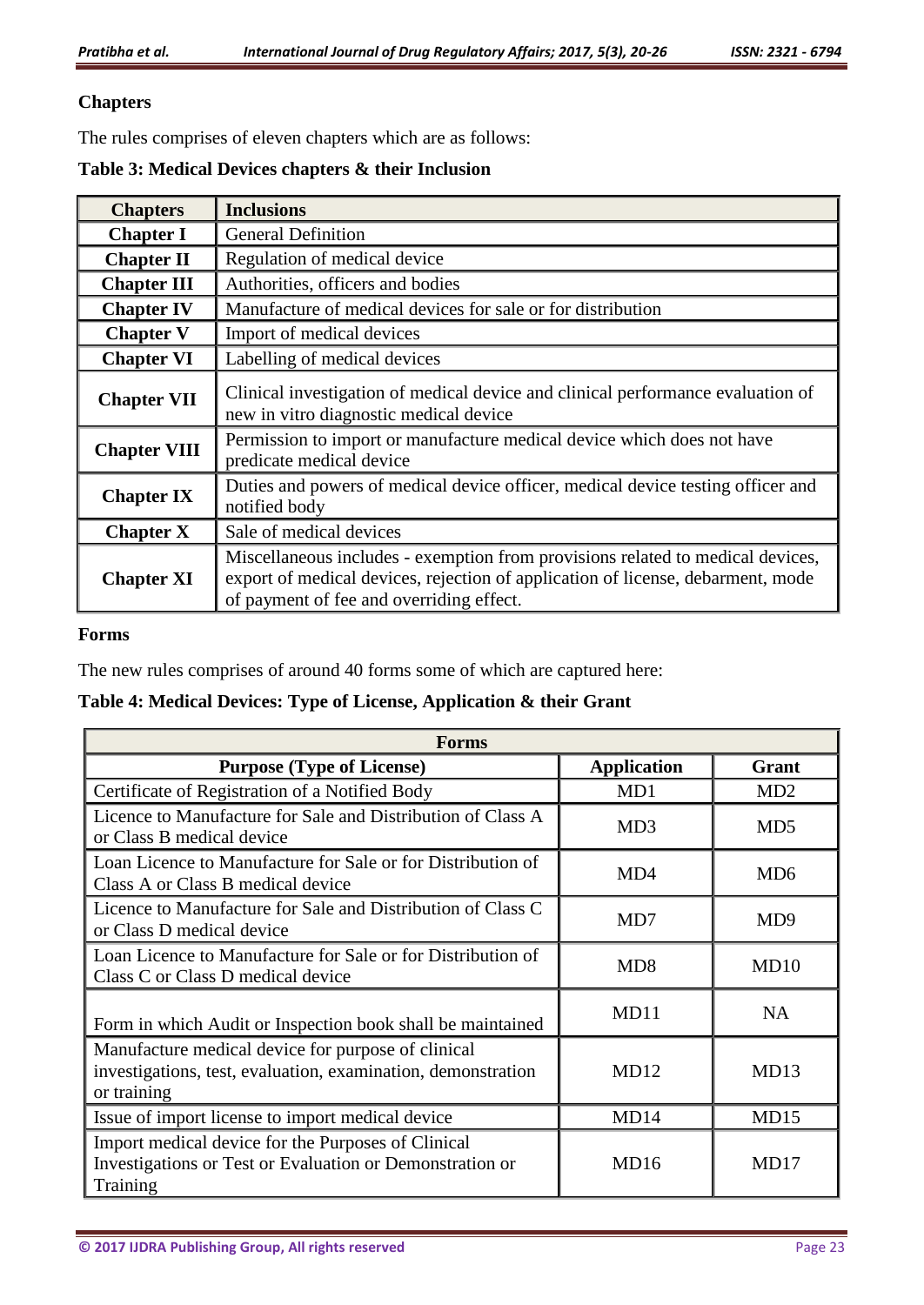### Chapters

The rules comprises of eleven chapters which are as follows:

**Table 3: Medical Devices chapters & their Inclusion**

| Chapters | Inclusions |
|---|---|
| **Chapter I** | General Definition |
| **Chapter II** | Regulation of medical device |
| **Chapter III** | Authorities, officers and bodies |
| **Chapter IV** | Manufacture of medical devices for sale or for distribution |
| **Chapter V** | Import of medical devices |
| **Chapter VI** | Labelling of medical devices |
| **Chapter VII** | Clinical investigation of medical device and clinical performance evaluation of new in vitro diagnostic medical device |
| **Chapter VIII** | Permission to import or manufacture medical device which does not have predicate medical device |
| **Chapter IX** | Duties and powers of medical device officer, medical device testing officer and notified body |
| **Chapter X** | Sale of medical devices |
| **Chapter XI** | Miscellaneous includes - exemption from provisions related to medical devices, export of medical devices, rejection of application of license, debarment, mode of payment of fee and overriding effect. |

### Forms

The new rules comprises of around 40 forms some of which are captured here:

**Table 4: Medical Devices: Type of License, Application & their Grant**

| Forms | | |
|---|---|---|
| **Purpose (Type of License)** | **Application** | **Grant** |
| Certificate of Registration of a Notified Body | MD1 | MD2 |
| Licence to Manufacture for Sale and Distribution of Class A or Class B medical device | MD3 | MD5 |
| Loan Licence to Manufacture for Sale or for Distribution of Class A or Class B medical device | MD4 | MD6 |
| Licence to Manufacture for Sale and Distribution of Class C or Class D medical device | MD7 | MD9 |
| Loan Licence to Manufacture for Sale or for Distribution of Class C or Class D medical device | MD8 | MD10 |
| Form in which Audit or Inspection book shall be maintained | MD11 | NA |
| Manufacture medical device for purpose of clinical investigations, test, evaluation, examination, demonstration or training | MD12 | MD13 |
| Issue of import license to import medical device | MD14 | MD15 |
| Import medical device for the Purposes of Clinical Investigations or Test or Evaluation or Demonstration or Training | MD16 | MD17 |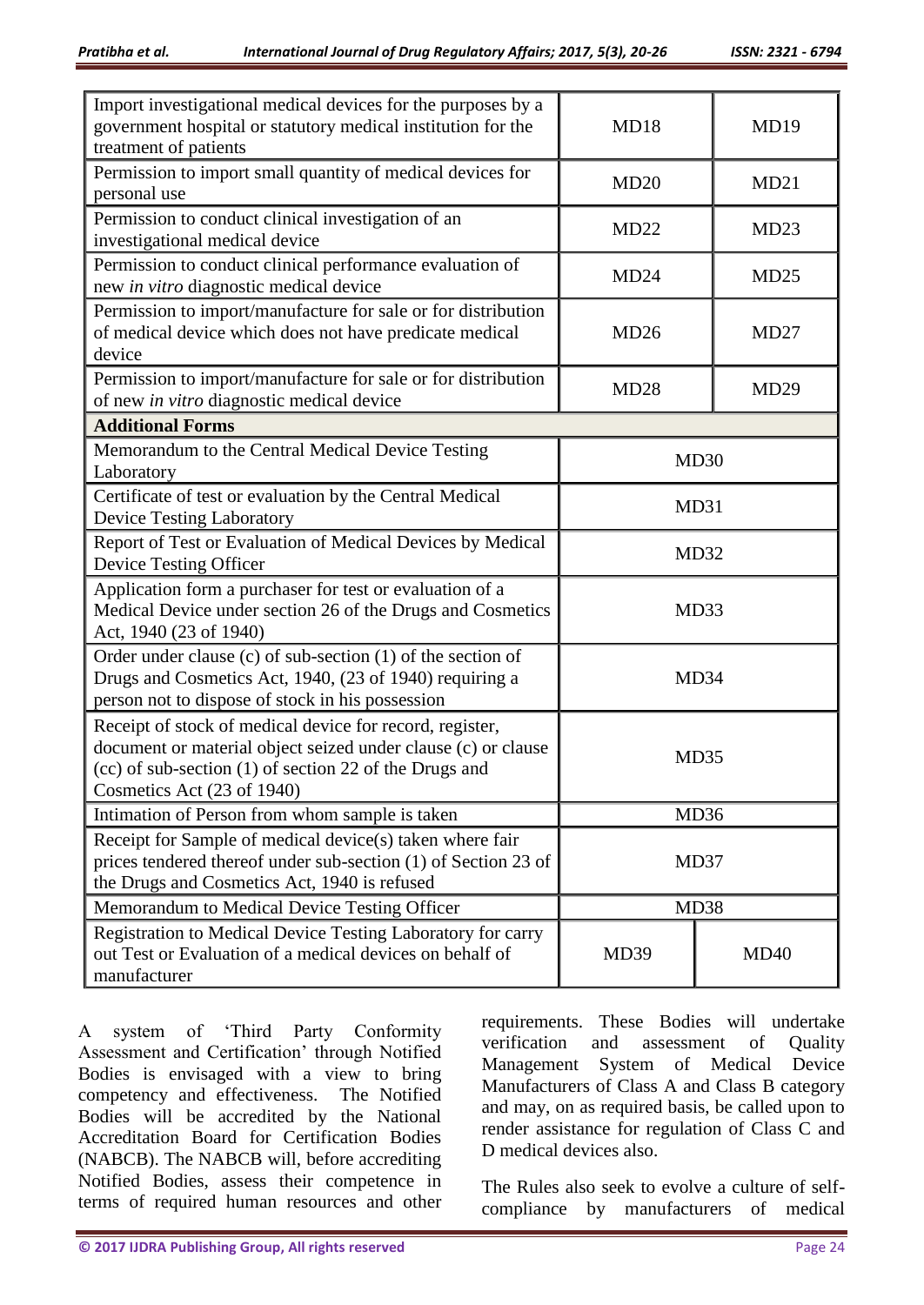| | | |
|---|---|---|
| Import investigational medical devices for the purposes by a government hospital or statutory medical institution for the treatment of patients | MD18 | MD19 |
| Permission to import small quantity of medical devices for personal use | MD20 | MD21 |
| Permission to conduct clinical investigation of an investigational medical device | MD22 | MD23 |
| Permission to conduct clinical performance evaluation of new *in vitro* diagnostic medical device | MD24 | MD25 |
| Permission to import/manufacture for sale or for distribution of medical device which does not have predicate medical device | MD26 | MD27 |
| Permission to import/manufacture for sale or for distribution of new *in vitro* diagnostic medical device | MD28 | MD29 |
| **Additional Forms** | | |
| Memorandum to the Central Medical Device Testing Laboratory | MD30 | |
| Certificate of test or evaluation by the Central Medical Device Testing Laboratory | MD31 | |
| Report of Test or Evaluation of Medical Devices by Medical Device Testing Officer | MD32 | |
| Application form a purchaser for test or evaluation of a Medical Device under section 26 of the Drugs and Cosmetics Act, 1940 (23 of 1940) | MD33 | |
| Order under clause (c) of sub-section (1) of the section of Drugs and Cosmetics Act, 1940, (23 of 1940) requiring a person not to dispose of stock in his possession | MD34 | |
| Receipt of stock of medical device for record, register, document or material object seized under clause (c) or clause (cc) of sub-section (1) of section 22 of the Drugs and Cosmetics Act (23 of 1940) | MD35 | |
| Intimation of Person from whom sample is taken | MD36 | |
| Receipt for Sample of medical device(s) taken where fair prices tendered thereof under sub-section (1) of Section 23 of the Drugs and Cosmetics Act, 1940 is refused | MD37 | |
| Memorandum to Medical Device Testing Officer | MD38 | |
| Registration to Medical Device Testing Laboratory for carry out Test or Evaluation of a medical devices on behalf of manufacturer | MD39 | MD40 |

A system of 'Third Party Conformity Assessment and Certification' through Notified Bodies is envisaged with a view to bring competency and effectiveness. The Notified Bodies will be accredited by the National Accreditation Board for Certification Bodies (NABCB). The NABCB will, before accrediting Notified Bodies, assess their competence in terms of required human resources and other requirements. These Bodies will undertake verification and assessment of Quality Management System of Medical Device Manufacturers of Class A and Class B category and may, on as required basis, be called upon to render assistance for regulation of Class C and D medical devices also.

The Rules also seek to evolve a culture of self-compliance by manufacturers of medical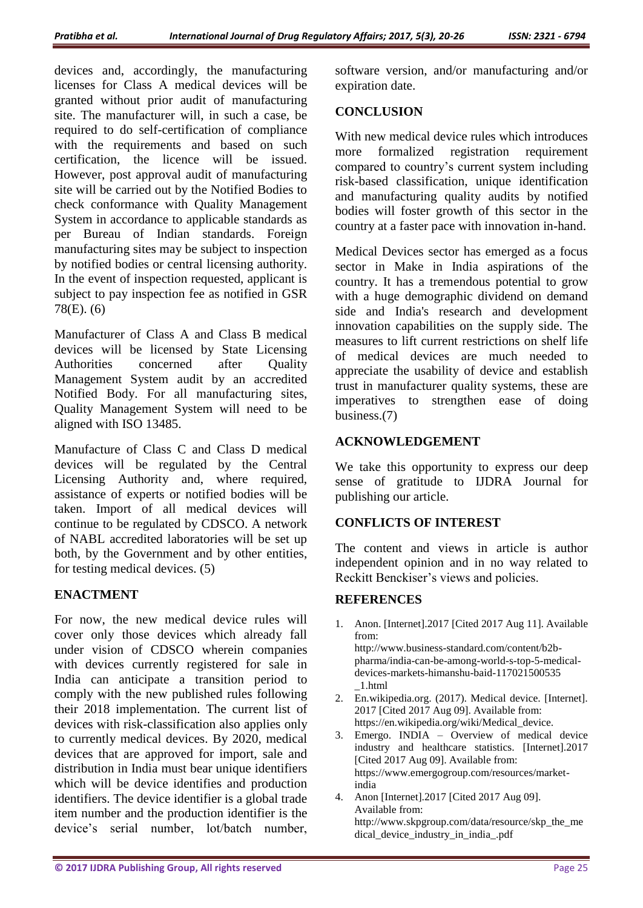devices and, accordingly, the manufacturing licenses for Class A medical devices will be granted without prior audit of manufacturing site. The manufacturer will, in such a case, be required to do self-certification of compliance with the requirements and based on such certification, the licence will be issued. However, post approval audit of manufacturing site will be carried out by the Notified Bodies to check conformance with Quality Management System in accordance to applicable standards as per Bureau of Indian standards. Foreign manufacturing sites may be subject to inspection by notified bodies or central licensing authority. In the event of inspection requested, applicant is subject to pay inspection fee as notified in GSR 78(E). (6)

Manufacturer of Class A and Class B medical devices will be licensed by State Licensing Authorities concerned after Quality Management System audit by an accredited Notified Body. For all manufacturing sites, Quality Management System will need to be aligned with ISO 13485.

Manufacture of Class C and Class D medical devices will be regulated by the Central Licensing Authority and, where required, assistance of experts or notified bodies will be taken. Import of all medical devices will continue to be regulated by CDSCO. A network of NABL accredited laboratories will be set up both, by the Government and by other entities, for testing medical devices. (5)

## ENACTMENT

For now, the new medical device rules will cover only those devices which already fall under vision of CDSCO wherein companies with devices currently registered for sale in India can anticipate a transition period to comply with the new published rules following their 2018 implementation. The current list of devices with risk-classification also applies only to currently medical devices. By 2020, medical devices that are approved for import, sale and distribution in India must bear unique identifiers which will be device identifies and production identifiers. The device identifier is a global trade item number and the production identifier is the device's serial number, lot/batch number, software version, and/or manufacturing and/or expiration date.

## CONCLUSION

With new medical device rules which introduces more formalized registration requirement compared to country's current system including risk-based classification, unique identification and manufacturing quality audits by notified bodies will foster growth of this sector in the country at a faster pace with innovation in-hand.

Medical Devices sector has emerged as a focus sector in Make in India aspirations of the country. It has a tremendous potential to grow with a huge demographic dividend on demand side and India's research and development innovation capabilities on the supply side. The measures to lift current restrictions on shelf life of medical devices are much needed to appreciate the usability of device and establish trust in manufacturer quality systems, these are imperatives to strengthen ease of doing business.(7)

## ACKNOWLEDGEMENT

We take this opportunity to express our deep sense of gratitude to IJDRA Journal for publishing our article.

## CONFLICTS OF INTEREST

The content and views in article is author independent opinion and in no way related to Reckitt Benckiser's views and policies.

## REFERENCES

1. Anon. [Internet].2017 [Cited 2017 Aug 11]. Available from: http://www.business-standard.com/content/b2b-pharma/india-can-be-among-world-s-top-5-medical-devices-markets-himanshu-baid-117021500535_1.html
2. En.wikipedia.org. (2017). Medical device. [Internet]. 2017 [Cited 2017 Aug 09]. Available from: https://en.wikipedia.org/wiki/Medical_device.
3. Emergo. INDIA – Overview of medical device industry and healthcare statistics. [Internet].2017 [Cited 2017 Aug 09]. Available from: https://www.emergogroup.com/resources/market-india
4. Anon [Internet].2017 [Cited 2017 Aug 09]. Available from: http://www.skpgroup.com/data/resource/skp_the_medical_device_industry_in_india_.pdf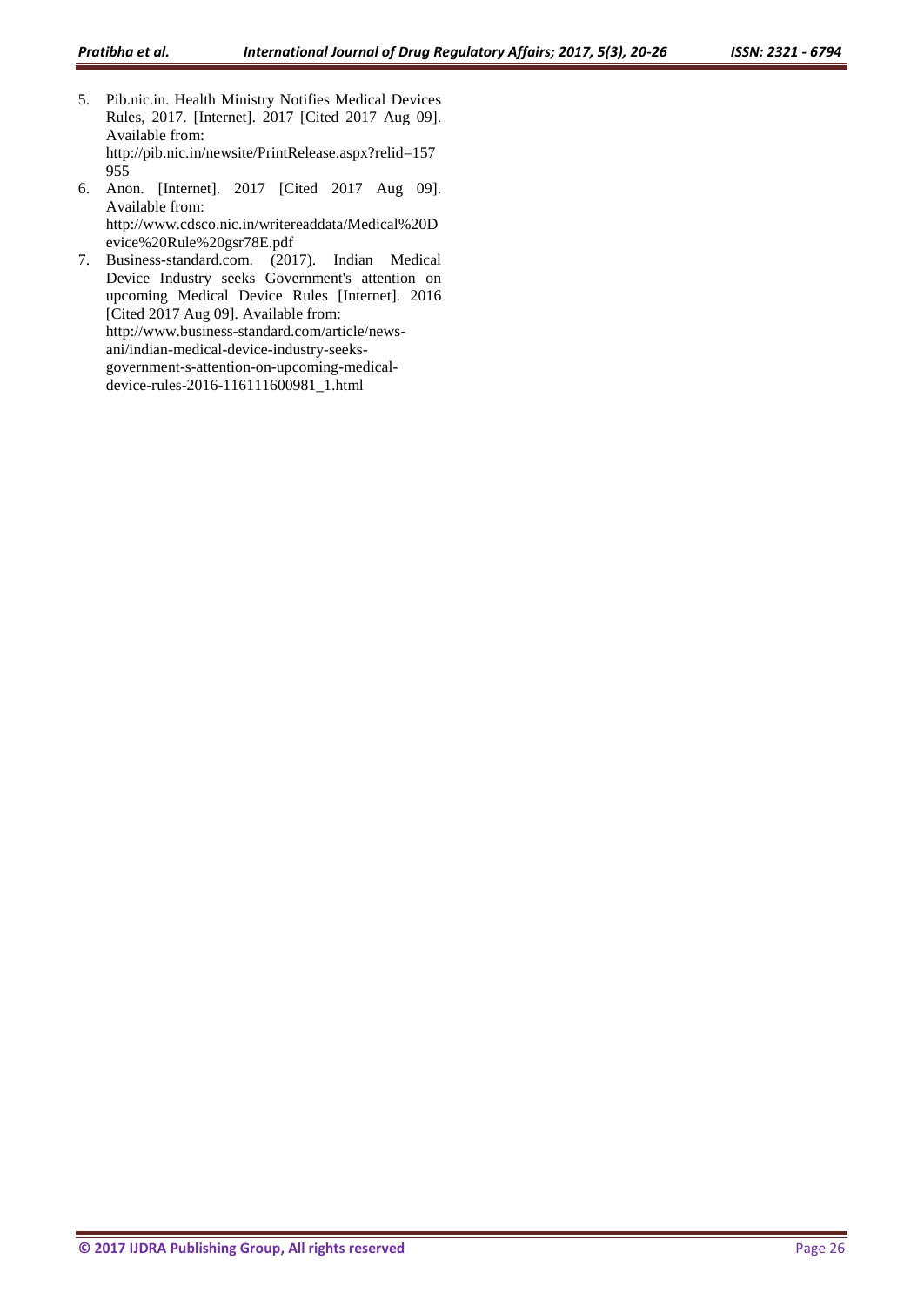5. Pib.nic.in. Health Ministry Notifies Medical Devices Rules, 2017. [Internet]. 2017 [Cited 2017 Aug 09]. Available from: http://pib.nic.in/newsite/PrintRelease.aspx?relid=157955
6. Anon. [Internet]. 2017 [Cited 2017 Aug 09]. Available from: http://www.cdsco.nic.in/writereaddata/Medical%20Device%20Rule%20gsr78E.pdf
7. Business-standard.com. (2017). Indian Medical Device Industry seeks Government's attention on upcoming Medical Device Rules [Internet]. 2016 [Cited 2017 Aug 09]. Available from: http://www.business-standard.com/article/news-ani/indian-medical-device-industry-seeks-government-s-attention-on-upcoming-medical-device-rules-2016-116111600981_1.html